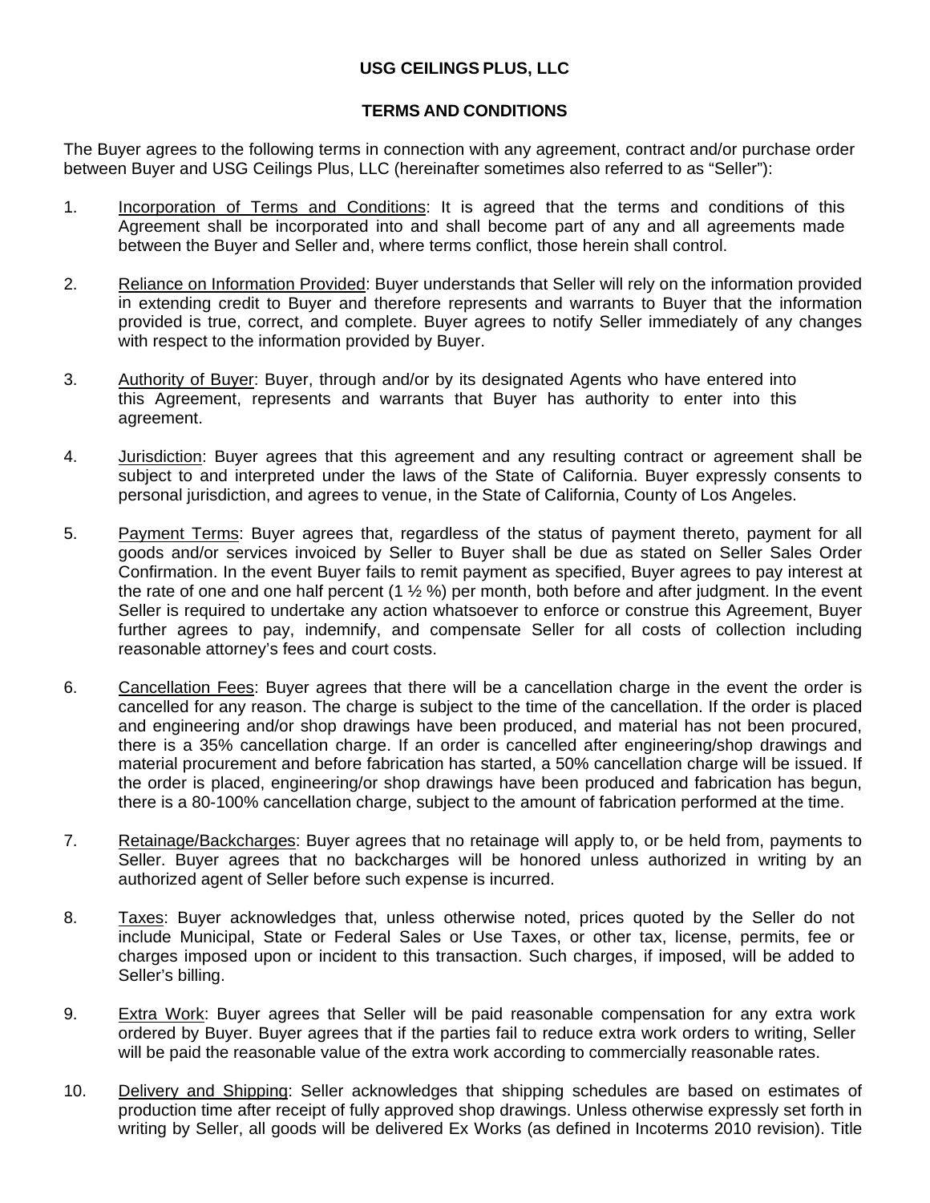**USG CEILINGS PLUS, LLC**

**TERMS AND CONDITIONS**

The Buyer agrees to the following terms in connection with any agreement, contract and/or purchase order between Buyer and USG Ceilings Plus, LLC (hereinafter sometimes also referred to as "Seller"):

1. Incorporation of Terms and Conditions: It is agreed that the terms and conditions of this Agreement shall be incorporated into and shall become part of any and all agreements made between the Buyer and Seller and, where terms conflict, those herein shall control.

2. Reliance on Information Provided: Buyer understands that Seller will rely on the information provided in extending credit to Buyer and therefore represents and warrants to Buyer that the information provided is true, correct, and complete. Buyer agrees to notify Seller immediately of any changes with respect to the information provided by Buyer.

3. Authority of Buyer: Buyer, through and/or by its designated Agents who have entered into this Agreement, represents and warrants that Buyer has authority to enter into this agreement.

4. Jurisdiction: Buyer agrees that this agreement and any resulting contract or agreement shall be subject to and interpreted under the laws of the State of California. Buyer expressly consents to personal jurisdiction, and agrees to venue, in the State of California, County of Los Angeles.

5. Payment Terms: Buyer agrees that, regardless of the status of payment thereto, payment for all goods and/or services invoiced by Seller to Buyer shall be due as stated on Seller Sales Order Confirmation. In the event Buyer fails to remit payment as specified, Buyer agrees to pay interest at the rate of one and one half percent (1 ½ %) per month, both before and after judgment. In the event Seller is required to undertake any action whatsoever to enforce or construe this Agreement, Buyer further agrees to pay, indemnify, and compensate Seller for all costs of collection including reasonable attorney's fees and court costs.

6. Cancellation Fees: Buyer agrees that there will be a cancellation charge in the event the order is cancelled for any reason. The charge is subject to the time of the cancellation. If the order is placed and engineering and/or shop drawings have been produced, and material has not been procured, there is a 35% cancellation charge. If an order is cancelled after engineering/shop drawings and material procurement and before fabrication has started, a 50% cancellation charge will be issued. If the order is placed, engineering/or shop drawings have been produced and fabrication has begun, there is a 80-100% cancellation charge, subject to the amount of fabrication performed at the time.

7. Retainage/Backcharges: Buyer agrees that no retainage will apply to, or be held from, payments to Seller. Buyer agrees that no backcharges will be honored unless authorized in writing by an authorized agent of Seller before such expense is incurred.

8. Taxes: Buyer acknowledges that, unless otherwise noted, prices quoted by the Seller do not include Municipal, State or Federal Sales or Use Taxes, or other tax, license, permits, fee or charges imposed upon or incident to this transaction. Such charges, if imposed, will be added to Seller's billing.

9. Extra Work: Buyer agrees that Seller will be paid reasonable compensation for any extra work ordered by Buyer. Buyer agrees that if the parties fail to reduce extra work orders to writing, Seller will be paid the reasonable value of the extra work according to commercially reasonable rates.

10. Delivery and Shipping: Seller acknowledges that shipping schedules are based on estimates of production time after receipt of fully approved shop drawings. Unless otherwise expressly set forth in writing by Seller, all goods will be delivered Ex Works (as defined in Incoterms 2010 revision). Title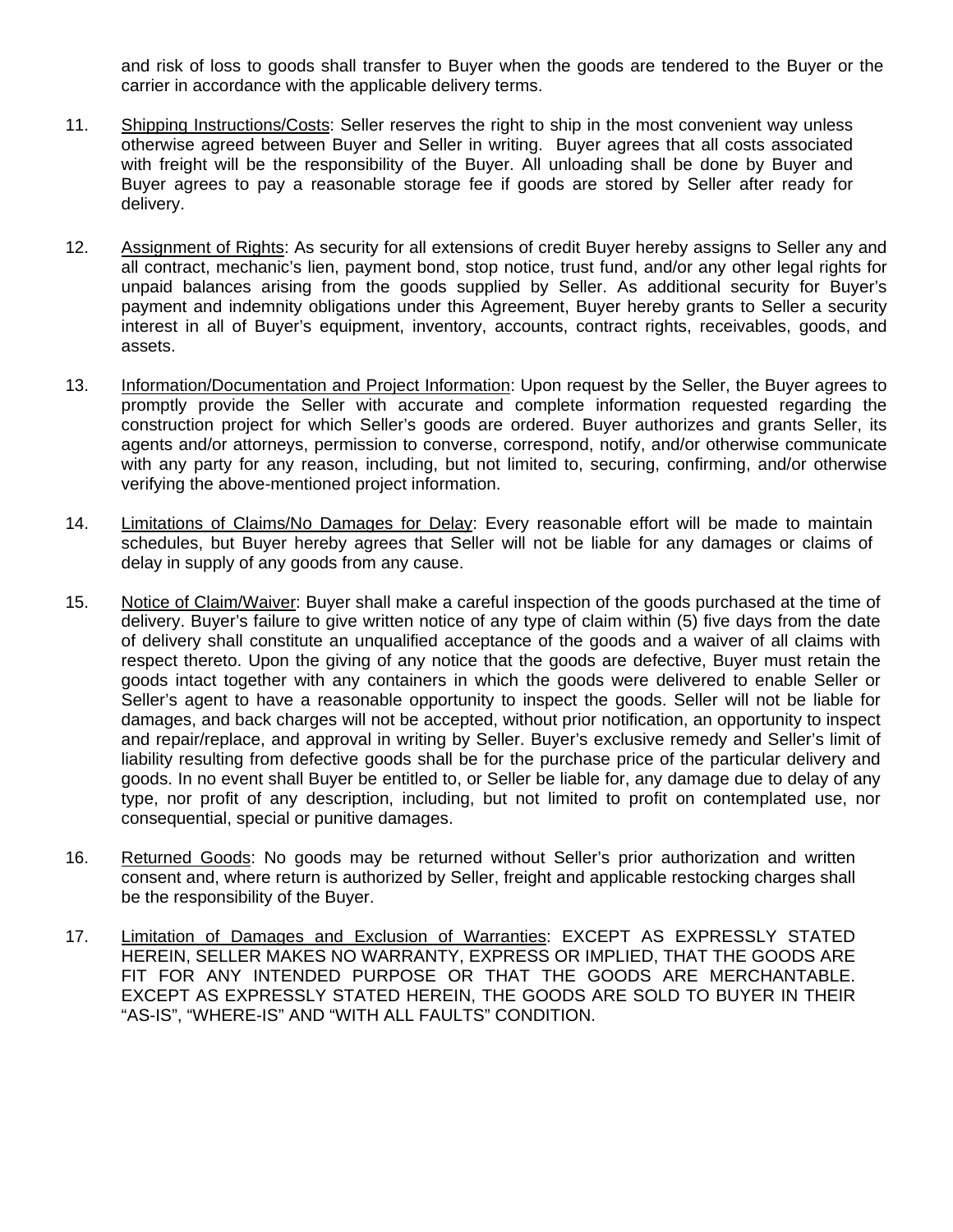and risk of loss to goods shall transfer to Buyer when the goods are tendered to the Buyer or the carrier in accordance with the applicable delivery terms.

11. Shipping Instructions/Costs: Seller reserves the right to ship in the most convenient way unless otherwise agreed between Buyer and Seller in writing. Buyer agrees that all costs associated with freight will be the responsibility of the Buyer. All unloading shall be done by Buyer and Buyer agrees to pay a reasonable storage fee if goods are stored by Seller after ready for delivery.

12. Assignment of Rights: As security for all extensions of credit Buyer hereby assigns to Seller any and all contract, mechanic's lien, payment bond, stop notice, trust fund, and/or any other legal rights for unpaid balances arising from the goods supplied by Seller. As additional security for Buyer's payment and indemnity obligations under this Agreement, Buyer hereby grants to Seller a security interest in all of Buyer's equipment, inventory, accounts, contract rights, receivables, goods, and assets.

13. Information/Documentation and Project Information: Upon request by the Seller, the Buyer agrees to promptly provide the Seller with accurate and complete information requested regarding the construction project for which Seller's goods are ordered. Buyer authorizes and grants Seller, its agents and/or attorneys, permission to converse, correspond, notify, and/or otherwise communicate with any party for any reason, including, but not limited to, securing, confirming, and/or otherwise verifying the above-mentioned project information.

14. Limitations of Claims/No Damages for Delay: Every reasonable effort will be made to maintain schedules, but Buyer hereby agrees that Seller will not be liable for any damages or claims of delay in supply of any goods from any cause.

15. Notice of Claim/Waiver: Buyer shall make a careful inspection of the goods purchased at the time of delivery. Buyer's failure to give written notice of any type of claim within (5) five days from the date of delivery shall constitute an unqualified acceptance of the goods and a waiver of all claims with respect thereto. Upon the giving of any notice that the goods are defective, Buyer must retain the goods intact together with any containers in which the goods were delivered to enable Seller or Seller's agent to have a reasonable opportunity to inspect the goods. Seller will not be liable for damages, and back charges will not be accepted, without prior notification, an opportunity to inspect and repair/replace, and approval in writing by Seller. Buyer's exclusive remedy and Seller's limit of liability resulting from defective goods shall be for the purchase price of the particular delivery and goods. In no event shall Buyer be entitled to, or Seller be liable for, any damage due to delay of any type, nor profit of any description, including, but not limited to profit on contemplated use, nor consequential, special or punitive damages.

16. Returned Goods: No goods may be returned without Seller's prior authorization and written consent and, where return is authorized by Seller, freight and applicable restocking charges shall be the responsibility of the Buyer.

17. Limitation of Damages and Exclusion of Warranties: EXCEPT AS EXPRESSLY STATED HEREIN, SELLER MAKES NO WARRANTY, EXPRESS OR IMPLIED, THAT THE GOODS ARE FIT FOR ANY INTENDED PURPOSE OR THAT THE GOODS ARE MERCHANTABLE. EXCEPT AS EXPRESSLY STATED HEREIN, THE GOODS ARE SOLD TO BUYER IN THEIR "AS-IS", "WHERE-IS" AND "WITH ALL FAULTS" CONDITION.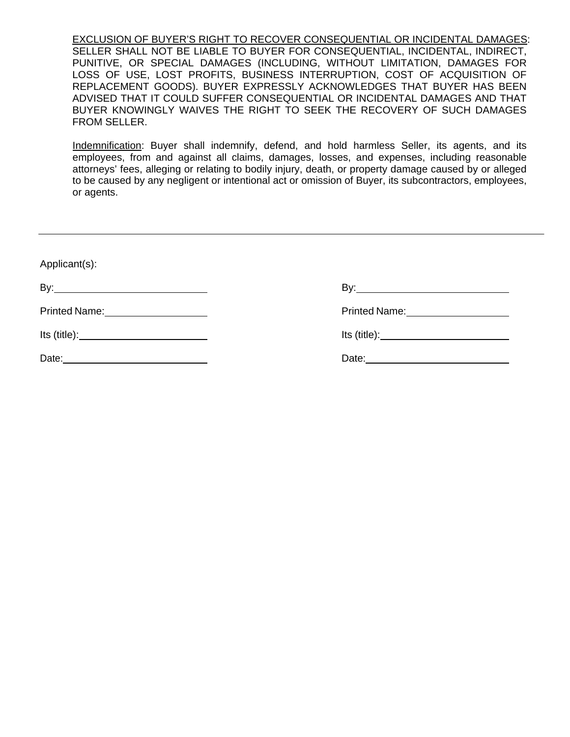EXCLUSION OF BUYER'S RIGHT TO RECOVER CONSEQUENTIAL OR INCIDENTAL DAMAGES: SELLER SHALL NOT BE LIABLE TO BUYER FOR CONSEQUENTIAL, INCIDENTAL, INDIRECT, PUNITIVE, OR SPECIAL DAMAGES (INCLUDING, WITHOUT LIMITATION, DAMAGES FOR LOSS OF USE, LOST PROFITS, BUSINESS INTERRUPTION, COST OF ACQUISITION OF REPLACEMENT GOODS). BUYER EXPRESSLY ACKNOWLEDGES THAT BUYER HAS BEEN ADVISED THAT IT COULD SUFFER CONSEQUENTIAL OR INCIDENTAL DAMAGES AND THAT BUYER KNOWINGLY WAIVES THE RIGHT TO SEEK THE RECOVERY OF SUCH DAMAGES FROM SELLER.

Indemnification: Buyer shall indemnify, defend, and hold harmless Seller, its agents, and its employees, from and against all claims, damages, losses, and expenses, including reasonable attorneys' fees, alleging or relating to bodily injury, death, or property damage caused by or alleged to be caused by any negligent or intentional act or omission of Buyer, its subcontractors, employees, or agents.

---

Applicant(s):

By: ____________________________

Printed Name: ____________________

Its (title): _______________________

Date: ___________________________

By: ____________________________

Printed Name: ____________________

Its (title): _______________________

Date: ___________________________